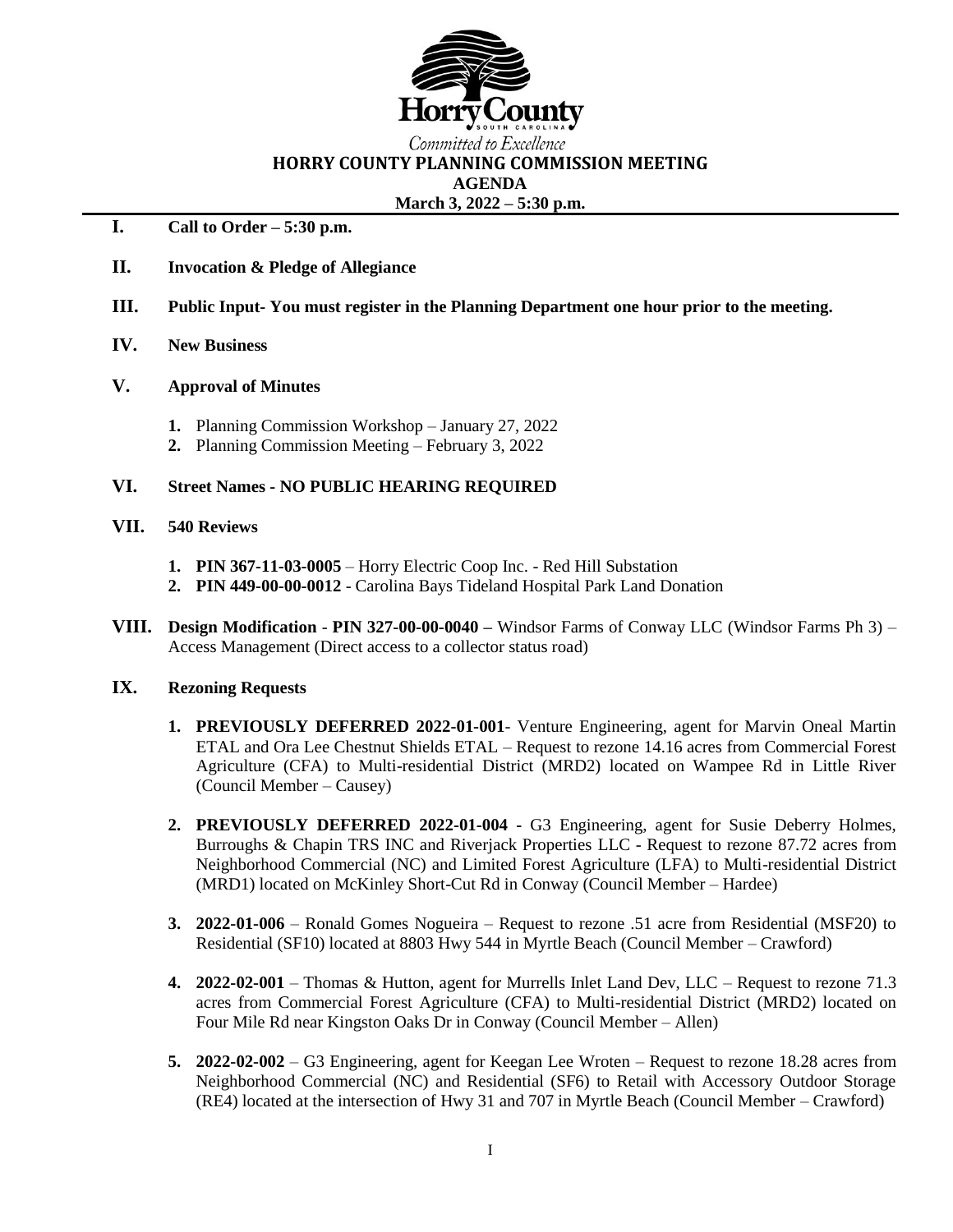Horry County

SOUTH CAROLINA

*Committed to Excellence*

# HORRY COUNTY PLANNING COMMISSION MEETING

## AGENDA

**March 3, 2022 – 5:30 p.m.**

**I. Call to Order – 5:30 p.m.**

**II. Invocation & Pledge of Allegiance**

**III. Public Input- You must register in the Planning Department one hour prior to the meeting.**

**IV. New Business**

**V. Approval of Minutes**

1. Planning Commission Workshop – January 27, 2022
2. Planning Commission Meeting – February 3, 2022

**VI. Street Names - NO PUBLIC HEARING REQUIRED**

**VII. 540 Reviews**

1. **PIN 367-11-03-0005** – Horry Electric Coop Inc. - Red Hill Substation
2. **PIN 449-00-00-0012** - Carolina Bays Tideland Hospital Park Land Donation

**VIII. Design Modification - PIN 327-00-00-0040 –** Windsor Farms of Conway LLC (Windsor Farms Ph 3) – Access Management (Direct access to a collector status road)

**IX. Rezoning Requests**

1. **PREVIOUSLY DEFERRED 2022-01-001**- Venture Engineering, agent for Marvin Oneal Martin ETAL and Ora Lee Chestnut Shields ETAL – Request to rezone 14.16 acres from Commercial Forest Agriculture (CFA) to Multi-residential District (MRD2) located on Wampee Rd in Little River (Council Member – Causey)
2. **PREVIOUSLY DEFERRED 2022-01-004 -** G3 Engineering, agent for Susie Deberry Holmes, Burroughs & Chapin TRS INC and Riverjack Properties LLC - Request to rezone 87.72 acres from Neighborhood Commercial (NC) and Limited Forest Agriculture (LFA) to Multi-residential District (MRD1) located on McKinley Short-Cut Rd in Conway (Council Member – Hardee)
3. **2022-01-006** – Ronald Gomes Nogueira – Request to rezone .51 acre from Residential (MSF20) to Residential (SF10) located at 8803 Hwy 544 in Myrtle Beach (Council Member – Crawford)
4. **2022-02-001** – Thomas & Hutton, agent for Murrells Inlet Land Dev, LLC – Request to rezone 71.3 acres from Commercial Forest Agriculture (CFA) to Multi-residential District (MRD2) located on Four Mile Rd near Kingston Oaks Dr in Conway (Council Member – Allen)
5. **2022-02-002** – G3 Engineering, agent for Keegan Lee Wroten – Request to rezone 18.28 acres from Neighborhood Commercial (NC) and Residential (SF6) to Retail with Accessory Outdoor Storage (RE4) located at the intersection of Hwy 31 and 707 in Myrtle Beach (Council Member – Crawford)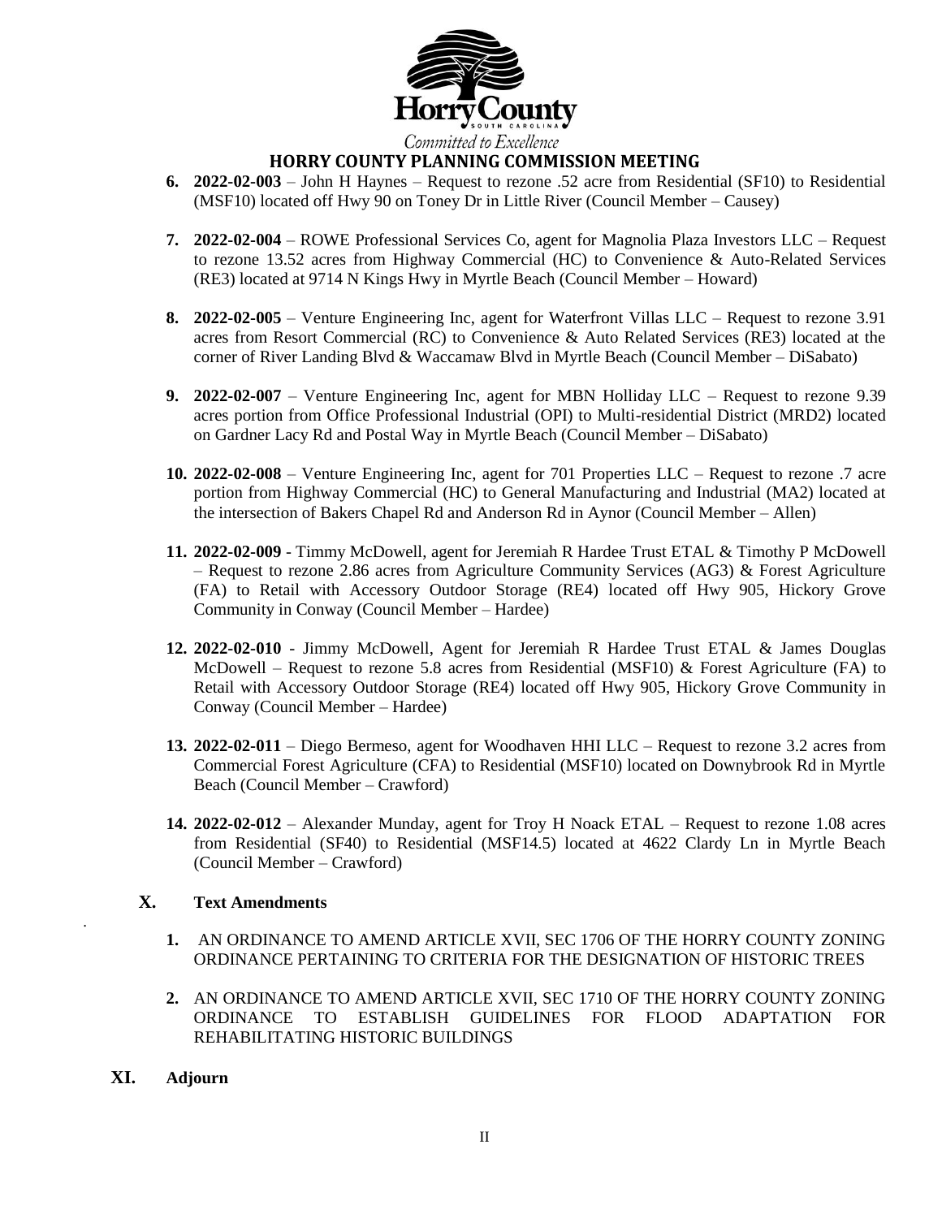HORRY COUNTY PLANNING COMMISSION MEETING

6. **2022-02-003** – John H Haynes – Request to rezone .52 acre from Residential (SF10) to Residential (MSF10) located off Hwy 90 on Toney Dr in Little River (Council Member – Causey)

7. **2022-02-004** – ROWE Professional Services Co, agent for Magnolia Plaza Investors LLC – Request to rezone 13.52 acres from Highway Commercial (HC) to Convenience & Auto-Related Services (RE3) located at 9714 N Kings Hwy in Myrtle Beach (Council Member – Howard)

8. **2022-02-005** – Venture Engineering Inc, agent for Waterfront Villas LLC – Request to rezone 3.91 acres from Resort Commercial (RC) to Convenience & Auto Related Services (RE3) located at the corner of River Landing Blvd & Waccamaw Blvd in Myrtle Beach (Council Member – DiSabato)

9. **2022-02-007** – Venture Engineering Inc, agent for MBN Holliday LLC – Request to rezone 9.39 acres portion from Office Professional Industrial (OPI) to Multi-residential District (MRD2) located on Gardner Lacy Rd and Postal Way in Myrtle Beach (Council Member – DiSabato)

10. **2022-02-008** – Venture Engineering Inc, agent for 701 Properties LLC – Request to rezone .7 acre portion from Highway Commercial (HC) to General Manufacturing and Industrial (MA2) located at the intersection of Bakers Chapel Rd and Anderson Rd in Aynor (Council Member – Allen)

11. **2022-02-009** - Timmy McDowell, agent for Jeremiah R Hardee Trust ETAL & Timothy P McDowell – Request to rezone 2.86 acres from Agriculture Community Services (AG3) & Forest Agriculture (FA) to Retail with Accessory Outdoor Storage (RE4) located off Hwy 905, Hickory Grove Community in Conway (Council Member – Hardee)

12. **2022-02-010** - Jimmy McDowell, Agent for Jeremiah R Hardee Trust ETAL & James Douglas McDowell – Request to rezone 5.8 acres from Residential (MSF10) & Forest Agriculture (FA) to Retail with Accessory Outdoor Storage (RE4) located off Hwy 905, Hickory Grove Community in Conway (Council Member – Hardee)

13. **2022-02-011** – Diego Bermeso, agent for Woodhaven HHI LLC – Request to rezone 3.2 acres from Commercial Forest Agriculture (CFA) to Residential (MSF10) located on Downybrook Rd in Myrtle Beach (Council Member – Crawford)

14. **2022-02-012** – Alexander Munday, agent for Troy H Noack ETAL – Request to rezone 1.08 acres from Residential (SF40) to Residential (MSF14.5) located at 4622 Clardy Ln in Myrtle Beach (Council Member – Crawford)

## X. Text Amendments

1. AN ORDINANCE TO AMEND ARTICLE XVII, SEC 1706 OF THE HORRY COUNTY ZONING ORDINANCE PERTAINING TO CRITERIA FOR THE DESIGNATION OF HISTORIC TREES

2. AN ORDINANCE TO AMEND ARTICLE XVII, SEC 1710 OF THE HORRY COUNTY ZONING ORDINANCE TO ESTABLISH GUIDELINES FOR FLOOD ADAPTATION FOR REHABILITATING HISTORIC BUILDINGS

## XI. Adjourn